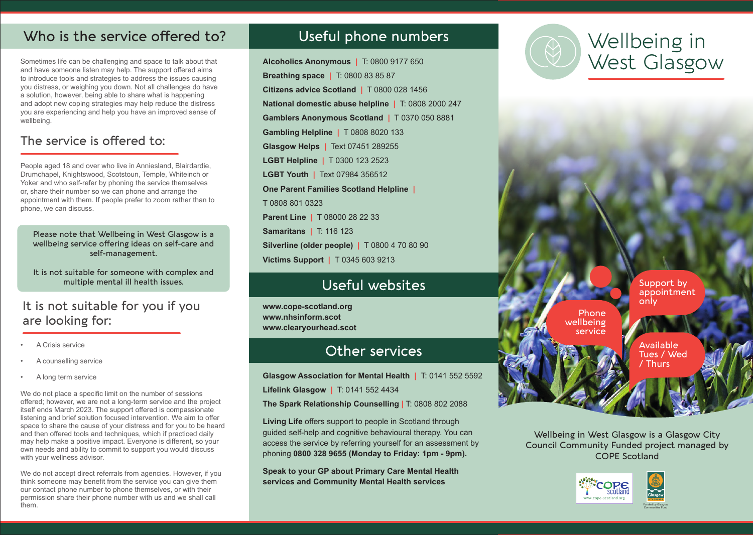## Who is the service offered to?

Sometimes life can be challenging and space to talk about that and have someone listen may help. The support offered aims to introduce tools and strategies to address the issues causing you distress, or weighing you down. Not all challenges do have a solution, however, being able to share what is happening and adopt new coping strategies may help reduce the distress you are experiencing and help you have an improved sense of wellbeing.

## The service is offered to:

People aged 18 and over who live in Anniesland, Blairdardie, Drumchapel, Knightswood, Scotstoun, Temple, Whiteinch or Yoker and who self-refer by phoning the service themselves or, share their number so we can phone and arrange the appointment with them. If people prefer to zoom rather than to phone, we can discuss.

Please note that Wellbeing in West Glasgow is a wellbeing service offering ideas on self-care and self-management.

It is not suitable for someone with complex and multiple mental ill health issues.

## It is not suitable for you if you are looking for:

- A Crisis service
- A counselling service
- A long term service

We do not place a specific limit on the number of sessions offered; however, we are not a long-term service and the project itself ends March 2023. The support offered is compassionate listening and brief solution focused intervention. We aim to offer space to share the cause of your distress and for you to be heard and then offered tools and techniques, which if practiced daily may help make a positive impact. Everyone is different, so your own needs and ability to commit to support you would discuss with your wellness advisor.

We do not accept direct referrals from agencies. However, if you think someone may benefit from the service you can give them our contact phone number to phone themselves, or with their permission share their phone number with us and we shall call them.

## Useful phone numbers

**Alcoholics Anonymous** | T: 0800 9177 650
**Breathing space** | T: 0800 83 85 87
**Citizens advice Scotland** | T 0800 028 1456
**National domestic abuse helpline** | T: 0808 2000 247
**Gamblers Anonymous Scotland** | T 0370 050 8881
**Gambling Helpline** | T 0808 8020 133
**Glasgow Helps** | Text 07451 289255
**LGBT Helpline** | T 0300 123 2523
**LGBT Youth** | Text 07984 356512
**One Parent Families Scotland Helpline** | T 0808 801 0323
**Parent Line** | T 08000 28 22 33
**Samaritans** | T: 116 123
**Silverline (older people)** | T 0800 4 70 80 90
**Victims Support** | T 0345 603 9213

## Useful websites

**www.cope-scotland.org**
**www.nhsinform.scot**
**www.clearyourhead.scot**

## Other services

**Glasgow Association for Mental Health** | T: 0141 552 5592
**Lifelink Glasgow** | T: 0141 552 4434
**The Spark Relationship Counselling** | T: 0808 802 2088

**Living Life** offers support to people in Scotland through guided self-help and cognitive behavioural therapy. You can access the service by referring yourself for an assessment by phoning **0800 328 9655 (Monday to Friday: 1pm - 9pm).**

**Speak to your GP about Primary Care Mental Health services and Community Mental Health services**

# Wellbeing in West Glasgow

Phone wellbeing service

Support by appointment only

Available Tues / Wed / Thurs

Wellbeing in West Glasgow is a Glasgow City Council Community Funded project managed by COPE Scotland

COPE scotland www.cope-scotland.org

Glasgow City Council — Funded by Glasgow Communities Fund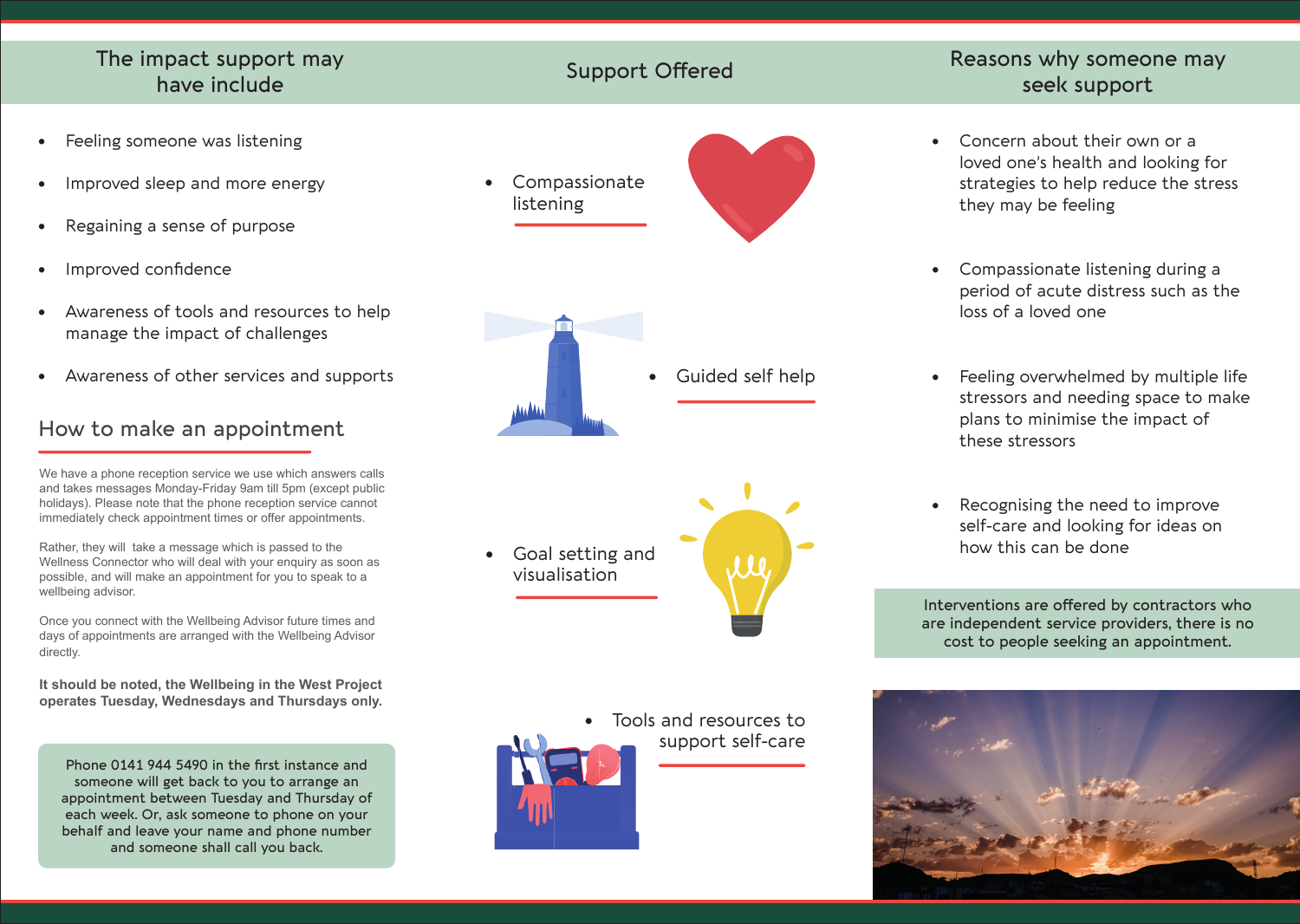## The impact support may have include

- Feeling someone was listening
- Improved sleep and more energy
- Regaining a sense of purpose
- Improved confidence
- Awareness of tools and resources to help manage the impact of challenges
- Awareness of other services and supports

## How to make an appointment

We have a phone reception service we use which answers calls and takes messages Monday-Friday 9am till 5pm (except public holidays). Please note that the phone reception service cannot immediately check appointment times or offer appointments.

Rather, they will take a message which is passed to the Wellness Connector who will deal with your enquiry as soon as possible, and will make an appointment for you to speak to a wellbeing advisor.

Once you connect with the Wellbeing Advisor future times and days of appointments are arranged with the Wellbeing Advisor directly.

**It should be noted, the Wellbeing in the West Project operates Tuesday, Wednesdays and Thursdays only.**

Phone 0141 944 5490 in the first instance and someone will get back to you to arrange an appointment between Tuesday and Thursday of each week. Or, ask someone to phone on your behalf and leave your name and phone number and someone shall call you back.

## Support Offered

- Compassionate listening
- Guided self help
- Goal setting and visualisation
- Tools and resources to support self-care

## Reasons why someone may seek support

- Concern about their own or a loved one's health and looking for strategies to help reduce the stress they may be feeling
- Compassionate listening during a period of acute distress such as the loss of a loved one
- Feeling overwhelmed by multiple life stressors and needing space to make plans to minimise the impact of these stressors
- Recognising the need to improve self-care and looking for ideas on how this can be done

Interventions are offered by contractors who are independent service providers, there is no cost to people seeking an appointment.